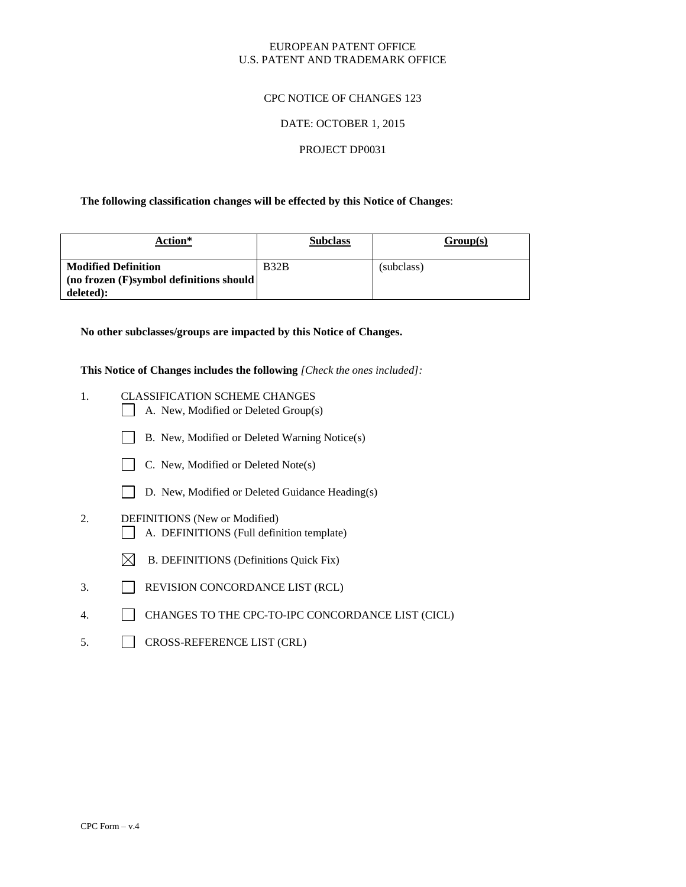EUROPEAN PATENT OFFICE
U.S. PATENT AND TRADEMARK OFFICE

CPC NOTICE OF CHANGES 123

DATE: OCTOBER 1, 2015

PROJECT DP0031

**The following classification changes will be effected by this Notice of Changes**:

| Action* | Subclass | Group(s) |
|---|---|---|
| **Modified Definition (no frozen (F)symbol definitions should deleted):** | B32B | (subclass) |

**No other subclasses/groups are impacted by this Notice of Changes.**

**This Notice of Changes includes the following** *[Check the ones included]:*

1. CLASSIFICATION SCHEME CHANGES
   - ☐ A. New, Modified or Deleted Group(s)
   - ☐ B. New, Modified or Deleted Warning Notice(s)
   - ☐ C. New, Modified or Deleted Note(s)
   - ☐ D. New, Modified or Deleted Guidance Heading(s)
2. DEFINITIONS (New or Modified)
   - ☐ A. DEFINITIONS (Full definition template)
   - ☒ B. DEFINITIONS (Definitions Quick Fix)
3. ☐ REVISION CONCORDANCE LIST (RCL)
4. ☐ CHANGES TO THE CPC-TO-IPC CONCORDANCE LIST (CICL)
5. ☐ CROSS-REFERENCE LIST (CRL)

CPC Form – v.4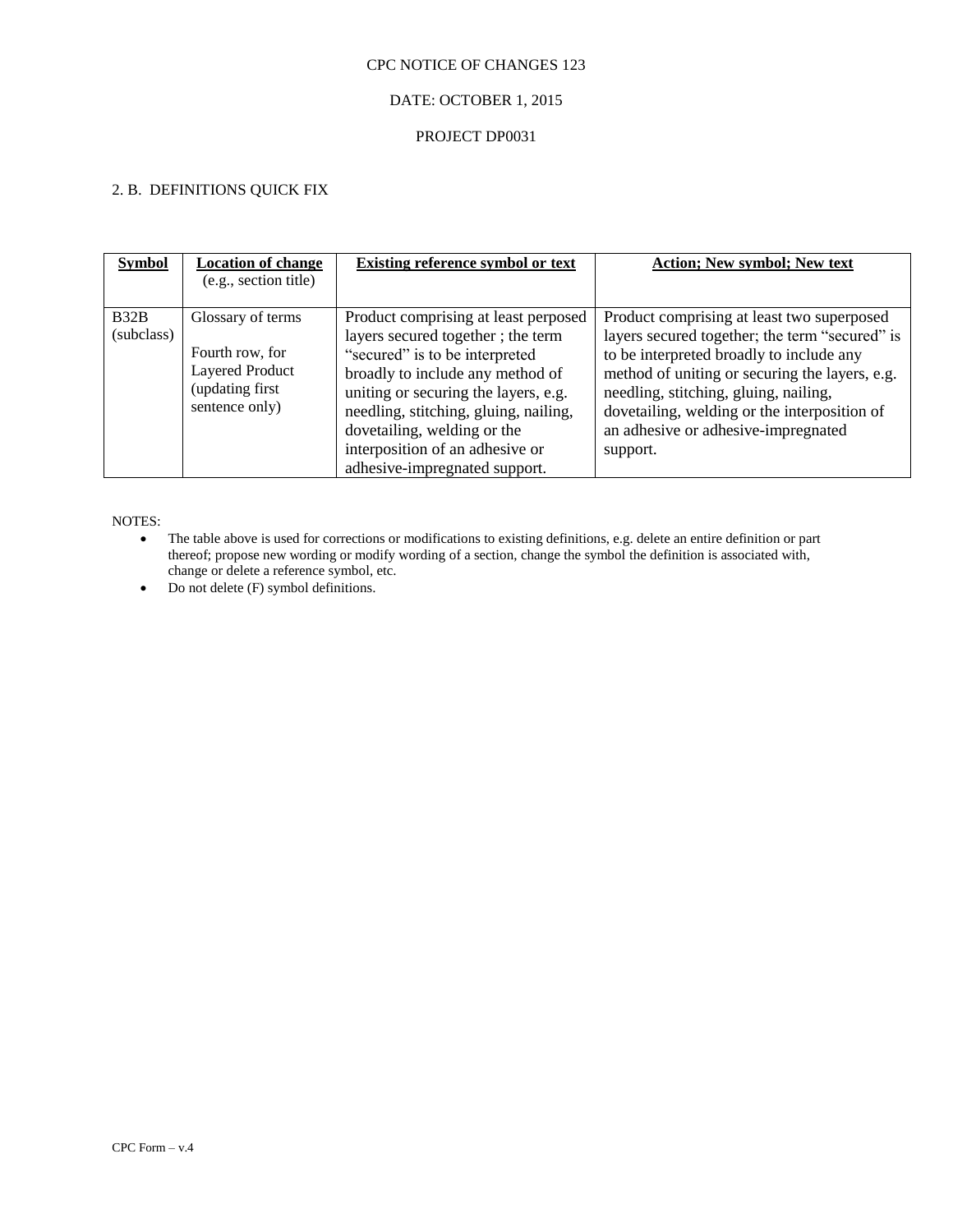CPC NOTICE OF CHANGES 123

DATE: OCTOBER 1, 2015

PROJECT DP0031

## 2. B. DEFINITIONS QUICK FIX

| **Symbol** | **Location of change** (e.g., section title) | **Existing reference symbol or text** | **Action; New symbol; New text** |
|---|---|---|---|
| B32B (subclass) | Glossary of terms<br><br>Fourth row, for Layered Product (updating first sentence only) | Product comprising at least perposed layers secured together ; the term "secured" is to be interpreted broadly to include any method of uniting or securing the layers, e.g. needling, stitching, gluing, nailing, dovetailing, welding or the interposition of an adhesive or adhesive-impregnated support. | Product comprising at least two superposed layers secured together; the term "secured" is to be interpreted broadly to include any method of uniting or securing the layers, e.g. needling, stitching, gluing, nailing, dovetailing, welding or the interposition of an adhesive or adhesive-impregnated support. |

NOTES:

- The table above is used for corrections or modifications to existing definitions, e.g. delete an entire definition or part thereof; propose new wording or modify wording of a section, change the symbol the definition is associated with, change or delete a reference symbol, etc.
- Do not delete (F) symbol definitions.